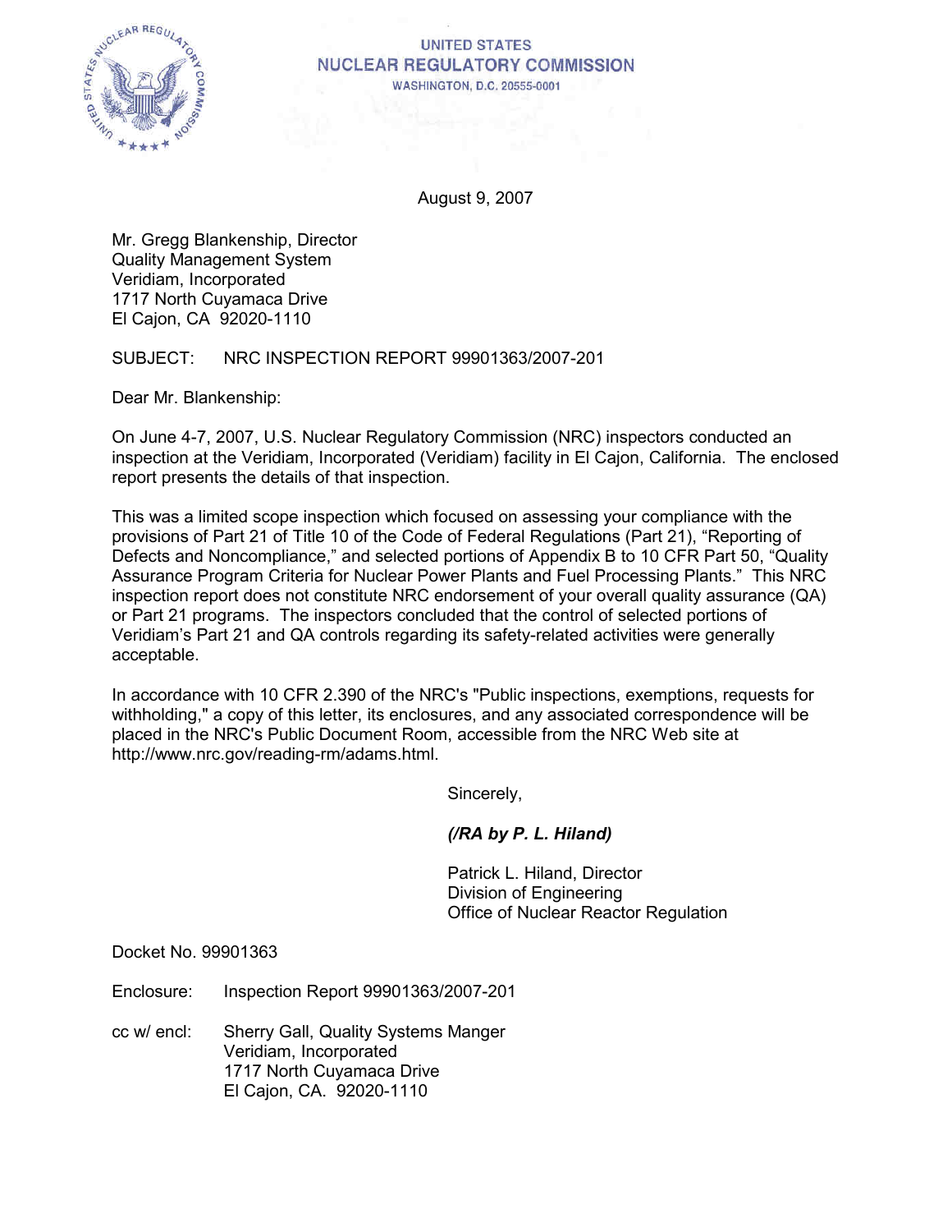UNITED STATES
NUCLEAR REGULATORY COMMISSION
WASHINGTON, D.C. 20555-0001

August 9, 2007

Mr. Gregg Blankenship, Director
Quality Management System
Veridiam, Incorporated
1717 North Cuyamaca Drive
El Cajon, CA 92020-1110

SUBJECT: NRC INSPECTION REPORT 99901363/2007-201

Dear Mr. Blankenship:

On June 4-7, 2007, U.S. Nuclear Regulatory Commission (NRC) inspectors conducted an inspection at the Veridiam, Incorporated (Veridiam) facility in El Cajon, California. The enclosed report presents the details of that inspection.

This was a limited scope inspection which focused on assessing your compliance with the provisions of Part 21 of Title 10 of the Code of Federal Regulations (Part 21), "Reporting of Defects and Noncompliance," and selected portions of Appendix B to 10 CFR Part 50, "Quality Assurance Program Criteria for Nuclear Power Plants and Fuel Processing Plants." This NRC inspection report does not constitute NRC endorsement of your overall quality assurance (QA) or Part 21 programs. The inspectors concluded that the control of selected portions of Veridiam's Part 21 and QA controls regarding its safety-related activities were generally acceptable.

In accordance with 10 CFR 2.390 of the NRC's "Public inspections, exemptions, requests for withholding," a copy of this letter, its enclosures, and any associated correspondence will be placed in the NRC's Public Document Room, accessible from the NRC Web site at http://www.nrc.gov/reading-rm/adams.html.

Sincerely,

*(/RA by P. L. Hiland)*

Patrick L. Hiland, Director
Division of Engineering
Office of Nuclear Reactor Regulation

Docket No. 99901363

Enclosure: Inspection Report 99901363/2007-201

cc w/ encl: Sherry Gall, Quality Systems Manger
Veridiam, Incorporated
1717 North Cuyamaca Drive
El Cajon, CA. 92020-1110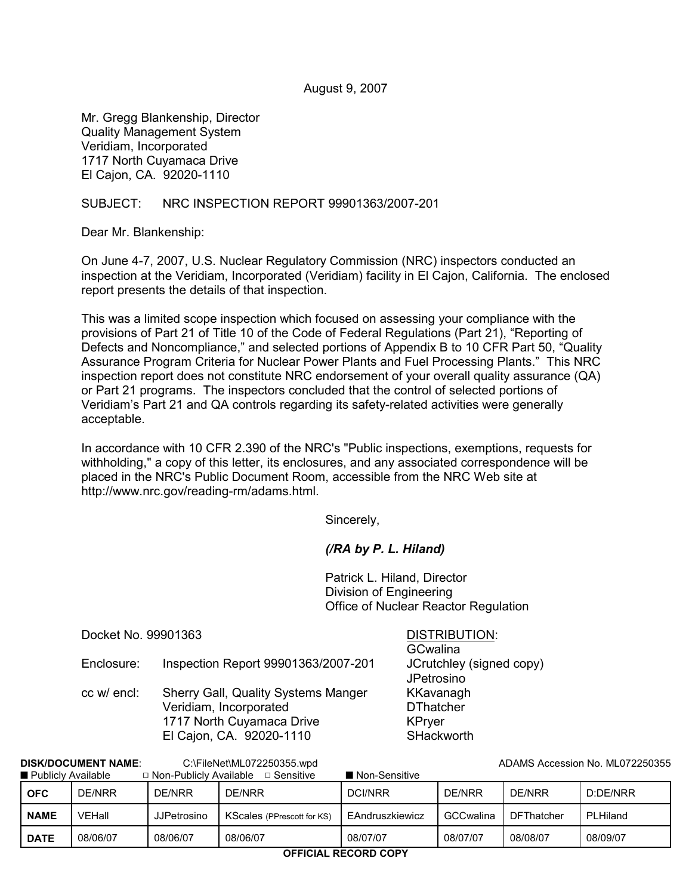August 9, 2007

Mr. Gregg Blankenship, Director
Quality Management System
Veridiam, Incorporated
1717 North Cuyamaca Drive
El Cajon, CA. 92020-1110

SUBJECT: NRC INSPECTION REPORT 99901363/2007-201

Dear Mr. Blankenship:

On June 4-7, 2007, U.S. Nuclear Regulatory Commission (NRC) inspectors conducted an inspection at the Veridiam, Incorporated (Veridiam) facility in El Cajon, California. The enclosed report presents the details of that inspection.

This was a limited scope inspection which focused on assessing your compliance with the provisions of Part 21 of Title 10 of the Code of Federal Regulations (Part 21), "Reporting of Defects and Noncompliance," and selected portions of Appendix B to 10 CFR Part 50, "Quality Assurance Program Criteria for Nuclear Power Plants and Fuel Processing Plants." This NRC inspection report does not constitute NRC endorsement of your overall quality assurance (QA) or Part 21 programs. The inspectors concluded that the control of selected portions of Veridiam's Part 21 and QA controls regarding its safety-related activities were generally acceptable.

In accordance with 10 CFR 2.390 of the NRC's "Public inspections, exemptions, requests for withholding," a copy of this letter, its enclosures, and any associated correspondence will be placed in the NRC's Public Document Room, accessible from the NRC Web site at http://www.nrc.gov/reading-rm/adams.html.

Sincerely,

*(/RA by P. L. Hiland)*

Patrick L. Hiland, Director
Division of Engineering
Office of Nuclear Reactor Regulation

Docket No. 99901363

Enclosure: Inspection Report 99901363/2007-201

cc w/ encl: Sherry Gall, Quality Systems Manger
Veridiam, Incorporated
1717 North Cuyamaca Drive
El Cajon, CA. 92020-1110

DISTRIBUTION:
GCwalina
JCrutchley (signed copy)
JPetrosino
KKavanagh
DThatcher
KPryer
SHackworth

**DISK/DOCUMENT NAME**: C:\FileNet\ML072250355.wpd ADAMS Accession No. ML072250355

■ Publicly Available □ Non-Publicly Available □ Sensitive ■ Non-Sensitive

| **OFC** | DE/NRR | DE/NRR | DE/NRR | DCI/NRR | DE/NRR | DE/NRR | D:DE/NRR |
|---|---|---|---|---|---|---|---|
| **NAME** | VEHall | JJPetrosino | KScales (PPrescott for KS) | EAndruszkiewicz | GCCwalina | DFThatcher | PLHiland |
| **DATE** | 08/06/07 | 08/06/07 | 08/06/07 | 08/07/07 | 08/07/07 | 08/08/07 | 08/09/07 |

**OFFICIAL RECORD COPY**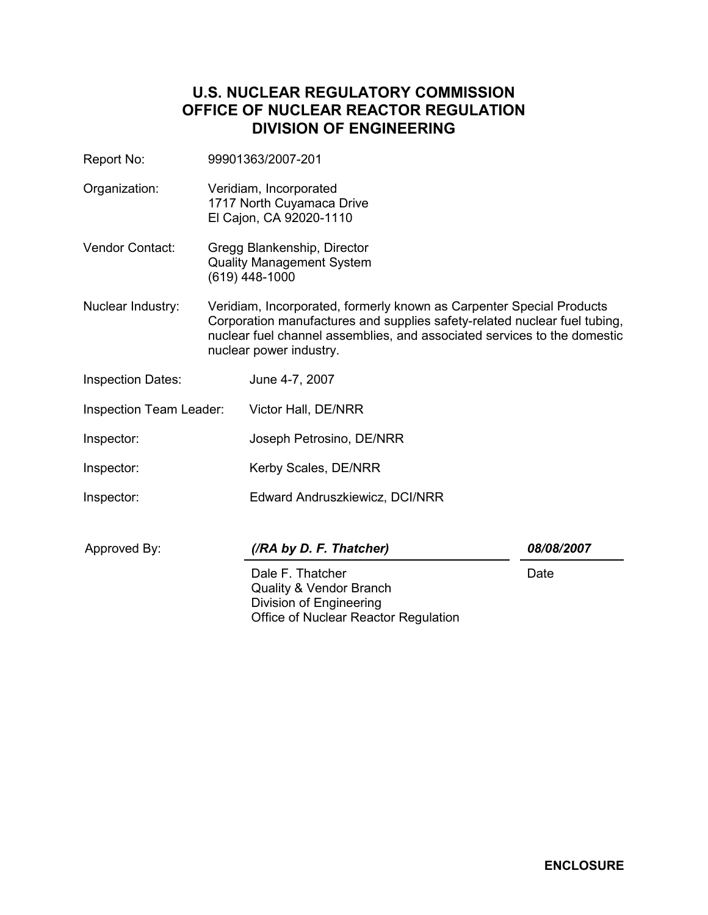# U.S. NUCLEAR REGULATORY COMMISSION
# OFFICE OF NUCLEAR REACTOR REGULATION
# DIVISION OF ENGINEERING

| | |
|---|---|
| Report No: | 99901363/2007-201 |
| Organization: | Veridiam, Incorporated<br>1717 North Cuyamaca Drive<br>El Cajon, CA 92020-1110 |
| Vendor Contact: | Gregg Blankenship, Director<br>Quality Management System<br>(619) 448-1000 |
| Nuclear Industry: | Veridiam, Incorporated, formerly known as Carpenter Special Products Corporation manufactures and supplies safety-related nuclear fuel tubing, nuclear fuel channel assemblies, and associated services to the domestic nuclear power industry. |

| | |
|---|---|
| Inspection Dates: | June 4-7, 2007 |
| Inspection Team Leader: | Victor Hall, DE/NRR |
| Inspector: | Joseph Petrosino, DE/NRR |
| Inspector: | Kerby Scales, DE/NRR |
| Inspector: | Edward Andruszkiewicz, DCI/NRR |

| Approved By: | *(/RA by D. F. Thatcher)* | *08/08/2007* |
|---|---|---|
| | Dale F. Thatcher<br>Quality & Vendor Branch<br>Division of Engineering<br>Office of Nuclear Reactor Regulation | Date |

**ENCLOSURE**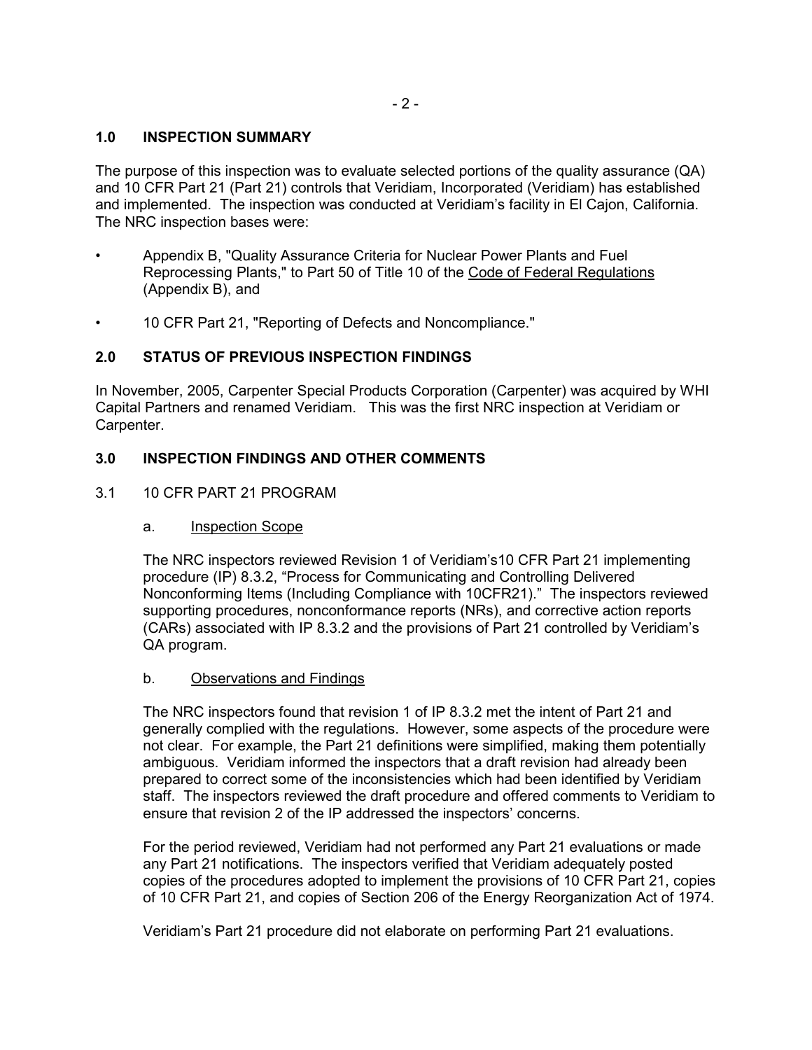## 1.0 INSPECTION SUMMARY

The purpose of this inspection was to evaluate selected portions of the quality assurance (QA) and 10 CFR Part 21 (Part 21) controls that Veridiam, Incorporated (Veridiam) has established and implemented. The inspection was conducted at Veridiam's facility in El Cajon, California. The NRC inspection bases were:

- Appendix B, "Quality Assurance Criteria for Nuclear Power Plants and Fuel Reprocessing Plants," to Part 50 of Title 10 of the Code of Federal Regulations (Appendix B), and
- 10 CFR Part 21, "Reporting of Defects and Noncompliance."

## 2.0 STATUS OF PREVIOUS INSPECTION FINDINGS

In November, 2005, Carpenter Special Products Corporation (Carpenter) was acquired by WHI Capital Partners and renamed Veridiam. This was the first NRC inspection at Veridiam or Carpenter.

## 3.0 INSPECTION FINDINGS AND OTHER COMMENTS

### 3.1 10 CFR PART 21 PROGRAM

#### a. Inspection Scope

The NRC inspectors reviewed Revision 1 of Veridiam's10 CFR Part 21 implementing procedure (IP) 8.3.2, "Process for Communicating and Controlling Delivered Nonconforming Items (Including Compliance with 10CFR21)." The inspectors reviewed supporting procedures, nonconformance reports (NRs), and corrective action reports (CARs) associated with IP 8.3.2 and the provisions of Part 21 controlled by Veridiam's QA program.

#### b. Observations and Findings

The NRC inspectors found that revision 1 of IP 8.3.2 met the intent of Part 21 and generally complied with the regulations. However, some aspects of the procedure were not clear. For example, the Part 21 definitions were simplified, making them potentially ambiguous. Veridiam informed the inspectors that a draft revision had already been prepared to correct some of the inconsistencies which had been identified by Veridiam staff. The inspectors reviewed the draft procedure and offered comments to Veridiam to ensure that revision 2 of the IP addressed the inspectors' concerns.

For the period reviewed, Veridiam had not performed any Part 21 evaluations or made any Part 21 notifications. The inspectors verified that Veridiam adequately posted copies of the procedures adopted to implement the provisions of 10 CFR Part 21, copies of 10 CFR Part 21, and copies of Section 206 of the Energy Reorganization Act of 1974.

Veridiam's Part 21 procedure did not elaborate on performing Part 21 evaluations.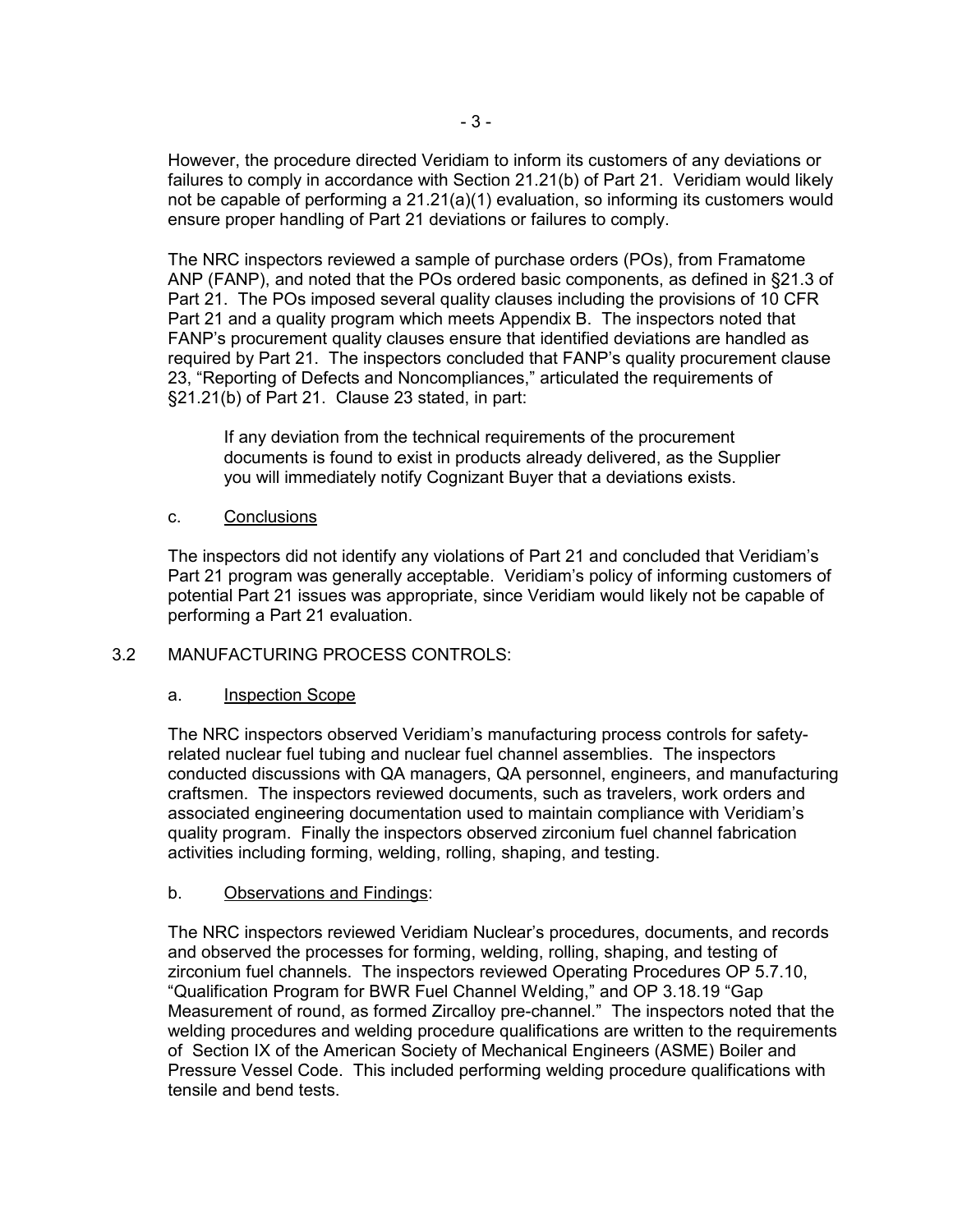However, the procedure directed Veridiam to inform its customers of any deviations or failures to comply in accordance with Section 21.21(b) of Part 21. Veridiam would likely not be capable of performing a 21.21(a)(1) evaluation, so informing its customers would ensure proper handling of Part 21 deviations or failures to comply.

The NRC inspectors reviewed a sample of purchase orders (POs), from Framatome ANP (FANP), and noted that the POs ordered basic components, as defined in §21.3 of Part 21. The POs imposed several quality clauses including the provisions of 10 CFR Part 21 and a quality program which meets Appendix B. The inspectors noted that FANP's procurement quality clauses ensure that identified deviations are handled as required by Part 21. The inspectors concluded that FANP's quality procurement clause 23, "Reporting of Defects and Noncompliances," articulated the requirements of §21.21(b) of Part 21. Clause 23 stated, in part:

> If any deviation from the technical requirements of the procurement documents is found to exist in products already delivered, as the Supplier you will immediately notify Cognizant Buyer that a deviations exists.

c. Conclusions

The inspectors did not identify any violations of Part 21 and concluded that Veridiam's Part 21 program was generally acceptable. Veridiam's policy of informing customers of potential Part 21 issues was appropriate, since Veridiam would likely not be capable of performing a Part 21 evaluation.

## 3.2 MANUFACTURING PROCESS CONTROLS:

a. Inspection Scope

The NRC inspectors observed Veridiam's manufacturing process controls for safety-related nuclear fuel tubing and nuclear fuel channel assemblies. The inspectors conducted discussions with QA managers, QA personnel, engineers, and manufacturing craftsmen. The inspectors reviewed documents, such as travelers, work orders and associated engineering documentation used to maintain compliance with Veridiam's quality program. Finally the inspectors observed zirconium fuel channel fabrication activities including forming, welding, rolling, shaping, and testing.

b. Observations and Findings:

The NRC inspectors reviewed Veridiam Nuclear's procedures, documents, and records and observed the processes for forming, welding, rolling, shaping, and testing of zirconium fuel channels. The inspectors reviewed Operating Procedures OP 5.7.10, "Qualification Program for BWR Fuel Channel Welding," and OP 3.18.19 "Gap Measurement of round, as formed Zircalloy pre-channel." The inspectors noted that the welding procedures and welding procedure qualifications are written to the requirements of Section IX of the American Society of Mechanical Engineers (ASME) Boiler and Pressure Vessel Code. This included performing welding procedure qualifications with tensile and bend tests.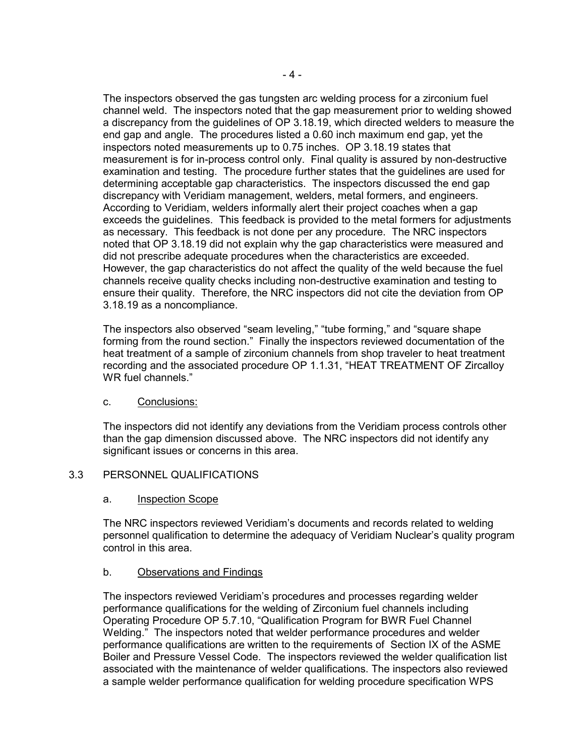The inspectors observed the gas tungsten arc welding process for a zirconium fuel channel weld. The inspectors noted that the gap measurement prior to welding showed a discrepancy from the guidelines of OP 3.18.19, which directed welders to measure the end gap and angle. The procedures listed a 0.60 inch maximum end gap, yet the inspectors noted measurements up to 0.75 inches. OP 3.18.19 states that measurement is for in-process control only. Final quality is assured by non-destructive examination and testing. The procedure further states that the guidelines are used for determining acceptable gap characteristics. The inspectors discussed the end gap discrepancy with Veridiam management, welders, metal formers, and engineers. According to Veridiam, welders informally alert their project coaches when a gap exceeds the guidelines. This feedback is provided to the metal formers for adjustments as necessary. This feedback is not done per any procedure. The NRC inspectors noted that OP 3.18.19 did not explain why the gap characteristics were measured and did not prescribe adequate procedures when the characteristics are exceeded. However, the gap characteristics do not affect the quality of the weld because the fuel channels receive quality checks including non-destructive examination and testing to ensure their quality. Therefore, the NRC inspectors did not cite the deviation from OP 3.18.19 as a noncompliance.

The inspectors also observed "seam leveling," "tube forming," and "square shape forming from the round section." Finally the inspectors reviewed documentation of the heat treatment of a sample of zirconium channels from shop traveler to heat treatment recording and the associated procedure OP 1.1.31, "HEAT TREATMENT OF Zircalloy WR fuel channels."

c. Conclusions:

The inspectors did not identify any deviations from the Veridiam process controls other than the gap dimension discussed above. The NRC inspectors did not identify any significant issues or concerns in this area.

## 3.3 PERSONNEL QUALIFICATIONS

a. Inspection Scope

The NRC inspectors reviewed Veridiam's documents and records related to welding personnel qualification to determine the adequacy of Veridiam Nuclear's quality program control in this area.

b. Observations and Findings

The inspectors reviewed Veridiam's procedures and processes regarding welder performance qualifications for the welding of Zirconium fuel channels including Operating Procedure OP 5.7.10, "Qualification Program for BWR Fuel Channel Welding." The inspectors noted that welder performance procedures and welder performance qualifications are written to the requirements of Section IX of the ASME Boiler and Pressure Vessel Code. The inspectors reviewed the welder qualification list associated with the maintenance of welder qualifications. The inspectors also reviewed a sample welder performance qualification for welding procedure specification WPS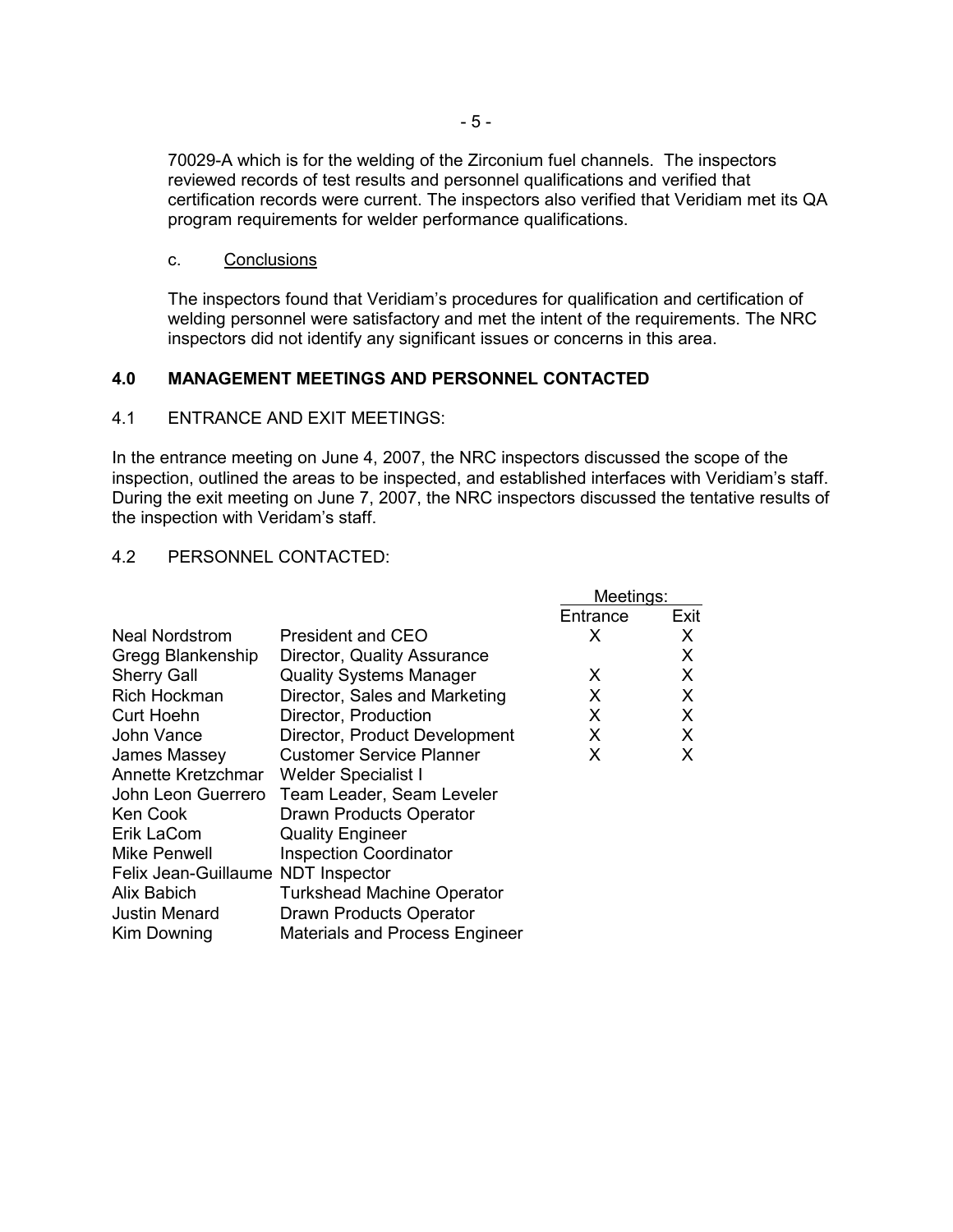70029-A which is for the welding of the Zirconium fuel channels. The inspectors reviewed records of test results and personnel qualifications and verified that certification records were current. The inspectors also verified that Veridiam met its QA program requirements for welder performance qualifications.

c. Conclusions

The inspectors found that Veridiam's procedures for qualification and certification of welding personnel were satisfactory and met the intent of the requirements. The NRC inspectors did not identify any significant issues or concerns in this area.

## 4.0 MANAGEMENT MEETINGS AND PERSONNEL CONTACTED

### 4.1 ENTRANCE AND EXIT MEETINGS:

In the entrance meeting on June 4, 2007, the NRC inspectors discussed the scope of the inspection, outlined the areas to be inspected, and established interfaces with Veridiam's staff. During the exit meeting on June 7, 2007, the NRC inspectors discussed the tentative results of the inspection with Veridam's staff.

### 4.2 PERSONNEL CONTACTED:

| | | Meetings: | |
|---|---|---|---|
| | | Entrance | Exit |
| Neal Nordstrom | President and CEO | X | X |
| Gregg Blankenship | Director, Quality Assurance | | X |
| Sherry Gall | Quality Systems Manager | X | X |
| Rich Hockman | Director, Sales and Marketing | X | X |
| Curt Hoehn | Director, Production | X | X |
| John Vance | Director, Product Development | X | X |
| James Massey | Customer Service Planner | X | X |
| Annette Kretzchmar | Welder Specialist I | | |
| John Leon Guerrero | Team Leader, Seam Leveler | | |
| Ken Cook | Drawn Products Operator | | |
| Erik LaCom | Quality Engineer | | |
| Mike Penwell | Inspection Coordinator | | |
| Felix Jean-Guillaume | NDT Inspector | | |
| Alix Babich | Turkshead Machine Operator | | |
| Justin Menard | Drawn Products Operator | | |
| Kim Downing | Materials and Process Engineer | | |